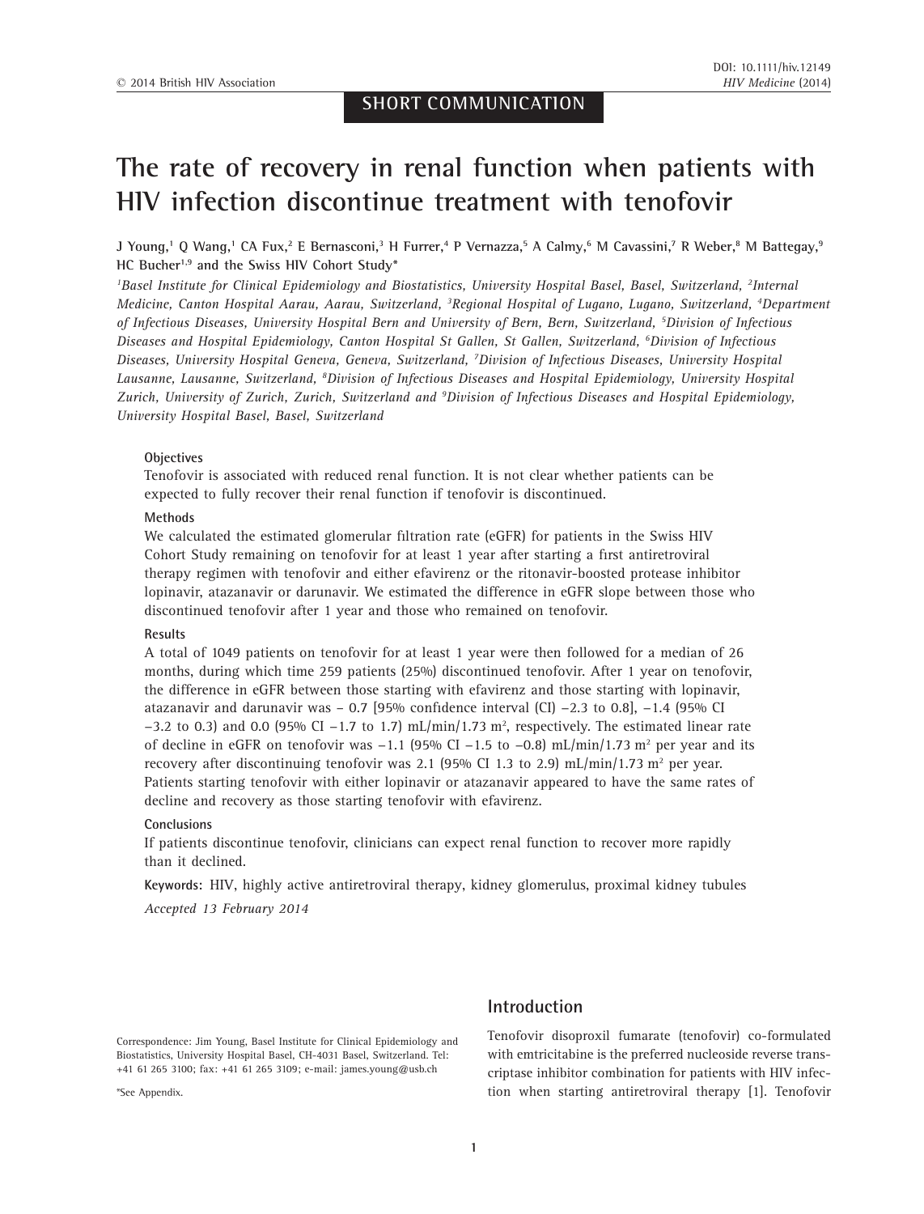SHORT COMMUNICATION

# The rate of recovery in renal function when patients with HIV infection discontinue treatment with tenofovir

**J Young,[1] Q Wang,[1] CA Fux,[2] E Bernasconi,[3] H Furrer,[4] P Vernazza,[5] A Calmy,[6] M Cavassini,[7] R Weber,[8] M Battegay,[9] HC Bucher[1,9] and the Swiss HIV Cohort Study***

*[1]Basel Institute for Clinical Epidemiology and Biostatistics, University Hospital Basel, Basel, Switzerland, [2]Internal Medicine, Canton Hospital Aarau, Aarau, Switzerland, [3]Regional Hospital of Lugano, Lugano, Switzerland, [4]Department of Infectious Diseases, University Hospital Bern and University of Bern, Bern, Switzerland, [5]Division of Infectious Diseases and Hospital Epidemiology, Canton Hospital St Gallen, St Gallen, Switzerland, [6]Division of Infectious Diseases, University Hospital Geneva, Geneva, Switzerland, [7]Division of Infectious Diseases, University Hospital Lausanne, Lausanne, Switzerland, [8]Division of Infectious Diseases and Hospital Epidemiology, University Hospital Zurich, University of Zurich, Zurich, Switzerland and [9]Division of Infectious Diseases and Hospital Epidemiology, University Hospital Basel, Basel, Switzerland*

**Objectives**

Tenofovir is associated with reduced renal function. It is not clear whether patients can be expected to fully recover their renal function if tenofovir is discontinued.

**Methods**

We calculated the estimated glomerular filtration rate (eGFR) for patients in the Swiss HIV Cohort Study remaining on tenofovir for at least 1 year after starting a first antiretroviral therapy regimen with tenofovir and either efavirenz or the ritonavir-boosted protease inhibitor lopinavir, atazanavir or darunavir. We estimated the difference in eGFR slope between those who discontinued tenofovir after 1 year and those who remained on tenofovir.

**Results**

A total of 1049 patients on tenofovir for at least 1 year were then followed for a median of 26 months, during which time 259 patients (25%) discontinued tenofovir. After 1 year on tenofovir, the difference in eGFR between those starting with efavirenz and those starting with lopinavir, atazanavir and darunavir was − 0.7 [95% confidence interval (CI) −2.3 to 0.8], −1.4 (95% CI −3.2 to 0.3) and 0.0 (95% CI −1.7 to 1.7) mL/min/1.73 $m^2$, respectively. The estimated linear rate of decline in eGFR on tenofovir was −1.1 (95% CI −1.5 to −0.8) mL/min/1.73 $m^2$ per year and its recovery after discontinuing tenofovir was 2.1 (95% CI 1.3 to 2.9) mL/min/1.73 $m^2$ per year. Patients starting tenofovir with either lopinavir or atazanavir appeared to have the same rates of decline and recovery as those starting tenofovir with efavirenz.

**Conclusions**

If patients discontinue tenofovir, clinicians can expect renal function to recover more rapidly than it declined.

**Keywords:** HIV, highly active antiretroviral therapy, kidney glomerulus, proximal kidney tubules

*Accepted 13 February 2014*

Correspondence: Jim Young, Basel Institute for Clinical Epidemiology and Biostatistics, University Hospital Basel, CH-4031 Basel, Switzerland. Tel: +41 61 265 3100; fax: +41 61 265 3109; e-mail: james.young@usb.ch

*See Appendix.

## Introduction

Tenofovir disoproxil fumarate (tenofovir) co-formulated with emtricitabine is the preferred nucleoside reverse transcriptase inhibitor combination for patients with HIV infection when starting antiretroviral therapy [1]. Tenofovir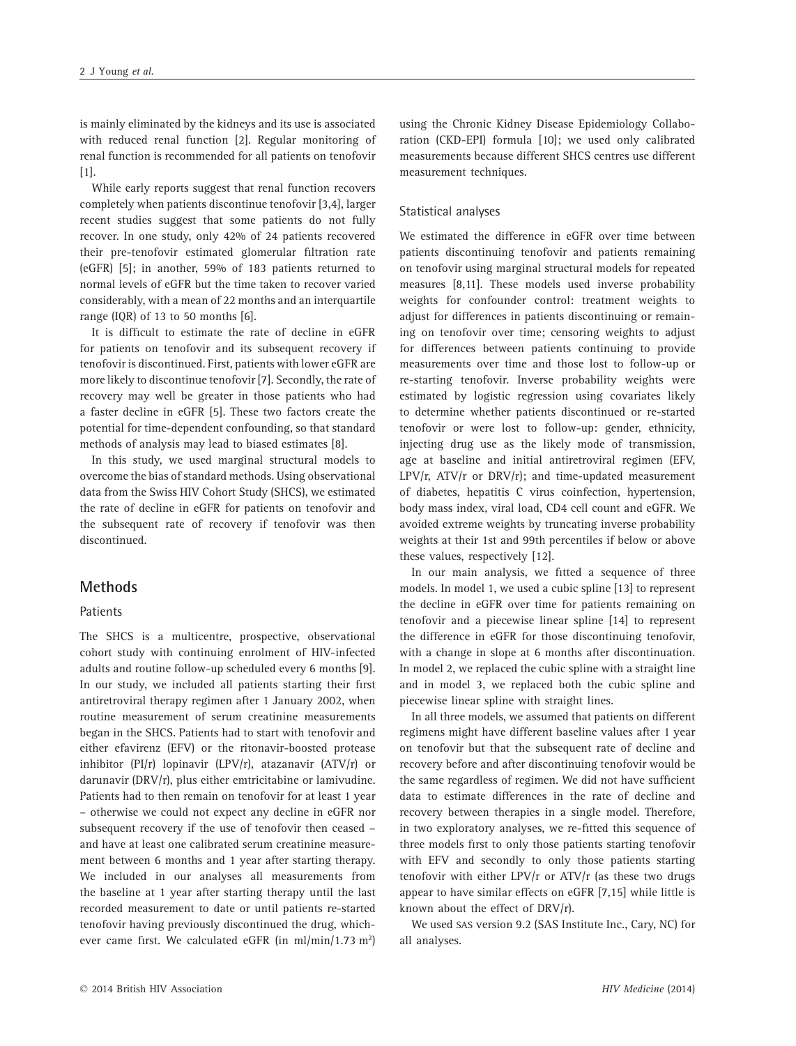is mainly eliminated by the kidneys and its use is associated with reduced renal function [2]. Regular monitoring of renal function is recommended for all patients on tenofovir [1].

While early reports suggest that renal function recovers completely when patients discontinue tenofovir [3,4], larger recent studies suggest that some patients do not fully recover. In one study, only 42% of 24 patients recovered their pre-tenofovir estimated glomerular filtration rate (eGFR) [5]; in another, 59% of 183 patients returned to normal levels of eGFR but the time taken to recover varied considerably, with a mean of 22 months and an interquartile range (IQR) of 13 to 50 months [6].

It is difficult to estimate the rate of decline in eGFR for patients on tenofovir and its subsequent recovery if tenofovir is discontinued. First, patients with lower eGFR are more likely to discontinue tenofovir [7]. Secondly, the rate of recovery may well be greater in those patients who had a faster decline in eGFR [5]. These two factors create the potential for time-dependent confounding, so that standard methods of analysis may lead to biased estimates [8].

In this study, we used marginal structural models to overcome the bias of standard methods. Using observational data from the Swiss HIV Cohort Study (SHCS), we estimated the rate of decline in eGFR for patients on tenofovir and the subsequent rate of recovery if tenofovir was then discontinued.

## Methods

### Patients

The SHCS is a multicentre, prospective, observational cohort study with continuing enrolment of HIV-infected adults and routine follow-up scheduled every 6 months [9]. In our study, we included all patients starting their first antiretroviral therapy regimen after 1 January 2002, when routine measurement of serum creatinine measurements began in the SHCS. Patients had to start with tenofovir and either efavirenz (EFV) or the ritonavir-boosted protease inhibitor (PI/r) lopinavir (LPV/r), atazanavir (ATV/r) or darunavir (DRV/r), plus either emtricitabine or lamivudine. Patients had to then remain on tenofovir for at least 1 year – otherwise we could not expect any decline in eGFR nor subsequent recovery if the use of tenofovir then ceased – and have at least one calibrated serum creatinine measurement between 6 months and 1 year after starting therapy. We included in our analyses all measurements from the baseline at 1 year after starting therapy until the last recorded measurement to date or until patients re-started tenofovir having previously discontinued the drug, whichever came first. We calculated eGFR (in ml/min/1.73 m$^2$) using the Chronic Kidney Disease Epidemiology Collaboration (CKD-EPI) formula [10]; we used only calibrated measurements because different SHCS centres use different measurement techniques.

### Statistical analyses

We estimated the difference in eGFR over time between patients discontinuing tenofovir and patients remaining on tenofovir using marginal structural models for repeated measures [8,11]. These models used inverse probability weights for confounder control: treatment weights to adjust for differences in patients discontinuing or remaining on tenofovir over time; censoring weights to adjust for differences between patients continuing to provide measurements over time and those lost to follow-up or re-starting tenofovir. Inverse probability weights were estimated by logistic regression using covariates likely to determine whether patients discontinued or re-started tenofovir or were lost to follow-up: gender, ethnicity, injecting drug use as the likely mode of transmission, age at baseline and initial antiretroviral regimen (EFV, LPV/r, ATV/r or DRV/r); and time-updated measurement of diabetes, hepatitis C virus coinfection, hypertension, body mass index, viral load, CD4 cell count and eGFR. We avoided extreme weights by truncating inverse probability weights at their 1st and 99th percentiles if below or above these values, respectively [12].

In our main analysis, we fitted a sequence of three models. In model 1, we used a cubic spline [13] to represent the decline in eGFR over time for patients remaining on tenofovir and a piecewise linear spline [14] to represent the difference in eGFR for those discontinuing tenofovir, with a change in slope at 6 months after discontinuation. In model 2, we replaced the cubic spline with a straight line and in model 3, we replaced both the cubic spline and piecewise linear spline with straight lines.

In all three models, we assumed that patients on different regimens might have different baseline values after 1 year on tenofovir but that the subsequent rate of decline and recovery before and after discontinuing tenofovir would be the same regardless of regimen. We did not have sufficient data to estimate differences in the rate of decline and recovery between therapies in a single model. Therefore, in two exploratory analyses, we re-fitted this sequence of three models first to only those patients starting tenofovir with EFV and secondly to only those patients starting tenofovir with either LPV/r or ATV/r (as these two drugs appear to have similar effects on eGFR [7,15] while little is known about the effect of DRV/r).

We used SAS version 9.2 (SAS Institute Inc., Cary, NC) for all analyses.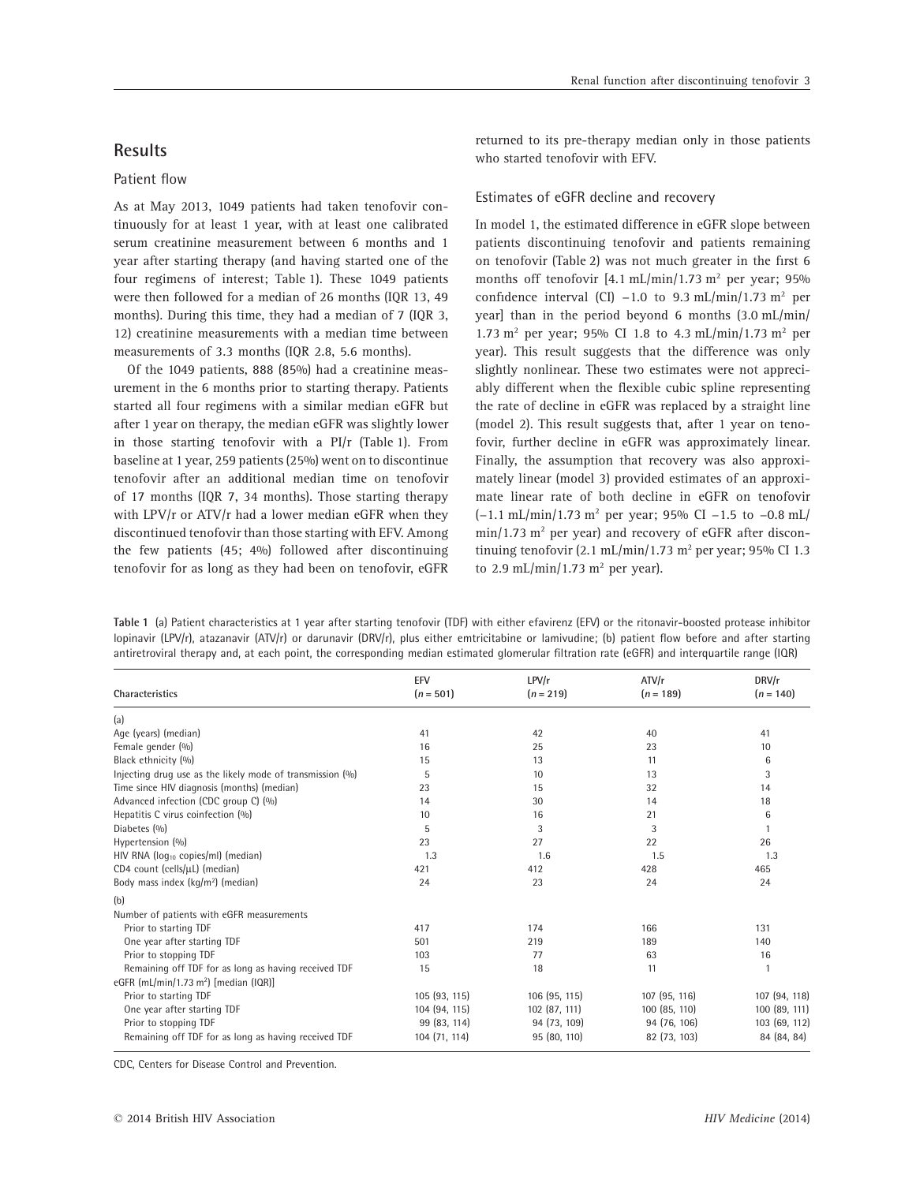## Results

### Patient flow

As at May 2013, 1049 patients had taken tenofovir continuously for at least 1 year, with at least one calibrated serum creatinine measurement between 6 months and 1 year after starting therapy (and having started one of the four regimens of interest; Table 1). These 1049 patients were then followed for a median of 26 months (IQR 13, 49 months). During this time, they had a median of 7 (IQR 3, 12) creatinine measurements with a median time between measurements of 3.3 months (IQR 2.8, 5.6 months).

Of the 1049 patients, 888 (85%) had a creatinine measurement in the 6 months prior to starting therapy. Patients started all four regimens with a similar median eGFR but after 1 year on therapy, the median eGFR was slightly lower in those starting tenofovir with a PI/r (Table 1). From baseline at 1 year, 259 patients (25%) went on to discontinue tenofovir after an additional median time on tenofovir of 17 months (IQR 7, 34 months). Those starting therapy with LPV/r or ATV/r had a lower median eGFR when they discontinued tenofovir than those starting with EFV. Among the few patients (45; 4%) followed after discontinuing tenofovir for as long as they had been on tenofovir, eGFR returned to its pre-therapy median only in those patients who started tenofovir with EFV.

### Estimates of eGFR decline and recovery

In model 1, the estimated difference in eGFR slope between patients discontinuing tenofovir and patients remaining on tenofovir (Table 2) was not much greater in the first 6 months off tenofovir [4.1 mL/min/1.73 $m^2$ per year; 95% confidence interval (CI) −1.0 to 9.3 mL/min/1.73 $m^2$ per year] than in the period beyond 6 months (3.0 mL/min/1.73 $m^2$ per year; 95% CI 1.8 to 4.3 mL/min/1.73 $m^2$ per year). This result suggests that the difference was only slightly nonlinear. These two estimates were not appreciably different when the flexible cubic spline representing the rate of decline in eGFR was replaced by a straight line (model 2). This result suggests that, after 1 year on tenofovir, further decline in eGFR was approximately linear. Finally, the assumption that recovery was also approximately linear (model 3) provided estimates of an approximate linear rate of both decline in eGFR on tenofovir (−1.1 mL/min/1.73 $m^2$ per year; 95% CI −1.5 to −0.8 mL/min/1.73 $m^2$ per year) and recovery of eGFR after discontinuing tenofovir (2.1 mL/min/1.73 $m^2$ per year; 95% CI 1.3 to 2.9 mL/min/1.73 $m^2$ per year).

**Table 1** (a) Patient characteristics at 1 year after starting tenofovir (TDF) with either efavirenz (EFV) or the ritonavir-boosted protease inhibitor lopinavir (LPV/r), atazanavir (ATV/r) or darunavir (DRV/r), plus either emtricitabine or lamivudine; (b) patient flow before and after starting antiretroviral therapy and, at each point, the corresponding median estimated glomerular filtration rate (eGFR) and interquartile range (IQR)

| Characteristics | EFV ($n$ = 501) | LPV/r ($n$ = 219) | ATV/r ($n$ = 189) | DRV/r ($n$ = 140) |
|---|---|---|---|---|
| (a) | | | | |
| Age (years) (median) | 41 | 42 | 40 | 41 |
| Female gender (%) | 16 | 25 | 23 | 10 |
| Black ethnicity (%) | 15 | 13 | 11 | 6 |
| Injecting drug use as the likely mode of transmission (%) | 5 | 10 | 13 | 3 |
| Time since HIV diagnosis (months) (median) | 23 | 15 | 32 | 14 |
| Advanced infection (CDC group C) (%) | 14 | 30 | 14 | 18 |
| Hepatitis C virus coinfection (%) | 10 | 16 | 21 | 6 |
| Diabetes (%) | 5 | 3 | 3 | 1 |
| Hypertension (%) | 23 | 27 | 22 | 26 |
| HIV RNA ($log_{10}$ copies/ml) (median) | 1.3 | 1.6 | 1.5 | 1.3 |
| CD4 count (cells/μL) (median) | 421 | 412 | 428 | 465 |
| Body mass index (kg/$m^2$) (median) | 24 | 23 | 24 | 24 |
| (b) | | | | |
| Number of patients with eGFR measurements | | | | |
| Prior to starting TDF | 417 | 174 | 166 | 131 |
| One year after starting TDF | 501 | 219 | 189 | 140 |
| Prior to stopping TDF | 103 | 77 | 63 | 16 |
| Remaining off TDF for as long as having received TDF | 15 | 18 | 11 | 1 |
| eGFR (mL/min/1.73 $m^2$) [median (IQR)] | | | | |
| Prior to starting TDF | 105 (93, 115) | 106 (95, 115) | 107 (95, 116) | 107 (94, 118) |
| One year after starting TDF | 104 (94, 115) | 102 (87, 111) | 100 (85, 110) | 100 (89, 111) |
| Prior to stopping TDF | 99 (83, 114) | 94 (73, 109) | 94 (76, 106) | 103 (69, 112) |
| Remaining off TDF for as long as having received TDF | 104 (71, 114) | 95 (80, 110) | 82 (73, 103) | 84 (84, 84) |

CDC, Centers for Disease Control and Prevention.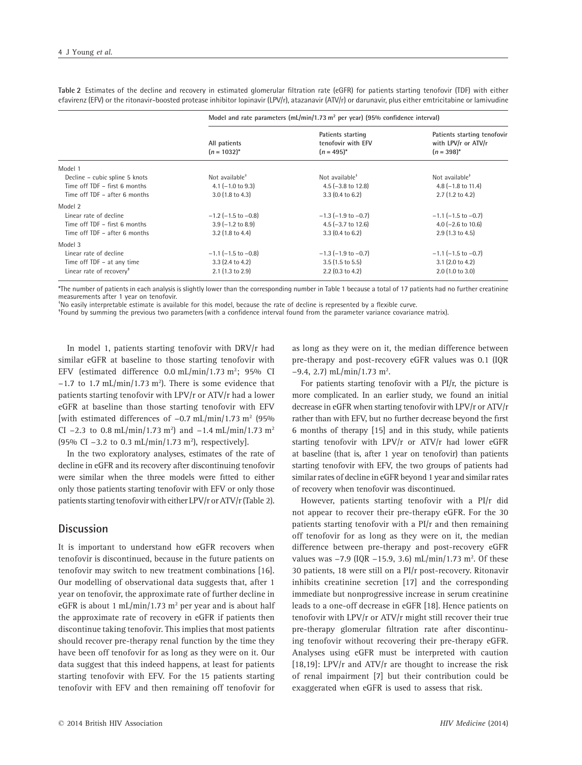**Table 2** Estimates of the decline and recovery in estimated glomerular filtration rate (eGFR) for patients starting tenofovir (TDF) with either efavirenz (EFV) or the ritonavir-boosted protease inhibitor lopinavir (LPV/r), atazanavir (ATV/r) or darunavir, plus either emtricitabine or lamivudine

| | Model and rate parameters (mL/min/1.73 m$^2$ per year) (95% confidence interval) | | |
|---|---|---|---|
| | All patients ($n$ = 1032)* | Patients starting tenofovir with EFV ($n$ = 495)* | Patients starting tenofovir with LPV/r or ATV/r ($n$ = 398)* |
| Model 1 | | | |
| Decline – cubic spline 5 knots | Not available† | Not available† | Not available† |
| Time off TDF – first 6 months | 4.1 (−1.0 to 9.3) | 4.5 (−3.8 to 12.8) | 4.8 (−1.8 to 11.4) |
| Time off TDF – after 6 months | 3.0 (1.8 to 4.3) | 3.3 (0.4 to 6.2) | 2.7 (1.2 to 4.2) |
| Model 2 | | | |
| Linear rate of decline | −1.2 (−1.5 to −0.8) | −1.3 (−1.9 to −0.7) | −1.1 (−1.5 to −0.7) |
| Time off TDF – first 6 months | 3.9 (−1.2 to 8.9) | 4.5 (−3.7 to 12.6) | 4.0 (−2.6 to 10.6) |
| Time off TDF – after 6 months | 3.2 (1.8 to 4.4) | 3.3 (0.4 to 6.2) | 2.9 (1.3 to 4.5) |
| Model 3 | | | |
| Linear rate of decline | −1.1 (−1.5 to −0.8) | −1.3 (−1.9 to −0.7) | −1.1 (−1.5 to −0.7) |
| Time off TDF – at any time | 3.3 (2.4 to 4.2) | 3.5 (1.5 to 5.5) | 3.1 (2.0 to 4.2) |
| Linear rate of recovery‡ | 2.1 (1.3 to 2.9) | 2.2 (0.3 to 4.2) | 2.0 (1.0 to 3.0) |

*The number of patients in each analysis is slightly lower than the corresponding number in Table 1 because a total of 17 patients had no further creatinine measurements after 1 year on tenofovir.
†No easily interpretable estimate is available for this model, because the rate of decline is represented by a flexible curve.
‡Found by summing the previous two parameters (with a confidence interval found from the parameter variance covariance matrix).

In model 1, patients starting tenofovir with DRV/r had similar eGFR at baseline to those starting tenofovir with EFV (estimated difference 0.0 mL/min/1.73 m$^2$; 95% CI −1.7 to 1.7 mL/min/1.73 m$^2$). There is some evidence that patients starting tenofovir with LPV/r or ATV/r had a lower eGFR at baseline than those starting tenofovir with EFV [with estimated differences of −0.7 mL/min/1.73 m$^2$ (95% CI −2.3 to 0.8 mL/min/1.73 m$^2$) and −1.4 mL/min/1.73 m$^2$ (95% CI −3.2 to 0.3 mL/min/1.73 m$^2$), respectively].

In the two exploratory analyses, estimates of the rate of decline in eGFR and its recovery after discontinuing tenofovir were similar when the three models were fitted to either only those patients starting tenofovir with EFV or only those patients starting tenofovir with either LPV/r or ATV/r (Table 2).

## Discussion

It is important to understand how eGFR recovers when tenofovir is discontinued, because in the future patients on tenofovir may switch to new treatment combinations [16]. Our modelling of observational data suggests that, after 1 year on tenofovir, the approximate rate of further decline in eGFR is about 1 mL/min/1.73 m$^2$ per year and is about half the approximate rate of recovery in eGFR if patients then discontinue taking tenofovir. This implies that most patients should recover pre-therapy renal function by the time they have been off tenofovir for as long as they were on it. Our data suggest that this indeed happens, at least for patients starting tenofovir with EFV. For the 15 patients starting tenofovir with EFV and then remaining off tenofovir for as long as they were on it, the median difference between pre-therapy and post-recovery eGFR values was 0.1 (IQR −9.4, 2.7) mL/min/1.73 m$^2$.

For patients starting tenofovir with a PI/r, the picture is more complicated. In an earlier study, we found an initial decrease in eGFR when starting tenofovir with LPV/r or ATV/r rather than with EFV, but no further decrease beyond the first 6 months of therapy [15] and in this study, while patients starting tenofovir with LPV/r or ATV/r had lower eGFR at baseline (that is, after 1 year on tenofovir) than patients starting tenofovir with EFV, the two groups of patients had similar rates of decline in eGFR beyond 1 year and similar rates of recovery when tenofovir was discontinued.

However, patients starting tenofovir with a PI/r did not appear to recover their pre-therapy eGFR. For the 30 patients starting tenofovir with a PI/r and then remaining off tenofovir for as long as they were on it, the median difference between pre-therapy and post-recovery eGFR values was −7.9 (IQR −15.9, 3.6) mL/min/1.73 m$^2$. Of these 30 patients, 18 were still on a PI/r post-recovery. Ritonavir inhibits creatinine secretion [17] and the corresponding immediate but nonprogressive increase in serum creatinine leads to a one-off decrease in eGFR [18]. Hence patients on tenofovir with LPV/r or ATV/r might still recover their true pre-therapy glomerular filtration rate after discontinuing tenofovir without recovering their pre-therapy eGFR. Analyses using eGFR must be interpreted with caution [18,19]: LPV/r and ATV/r are thought to increase the risk of renal impairment [7] but their contribution could be exaggerated when eGFR is used to assess that risk.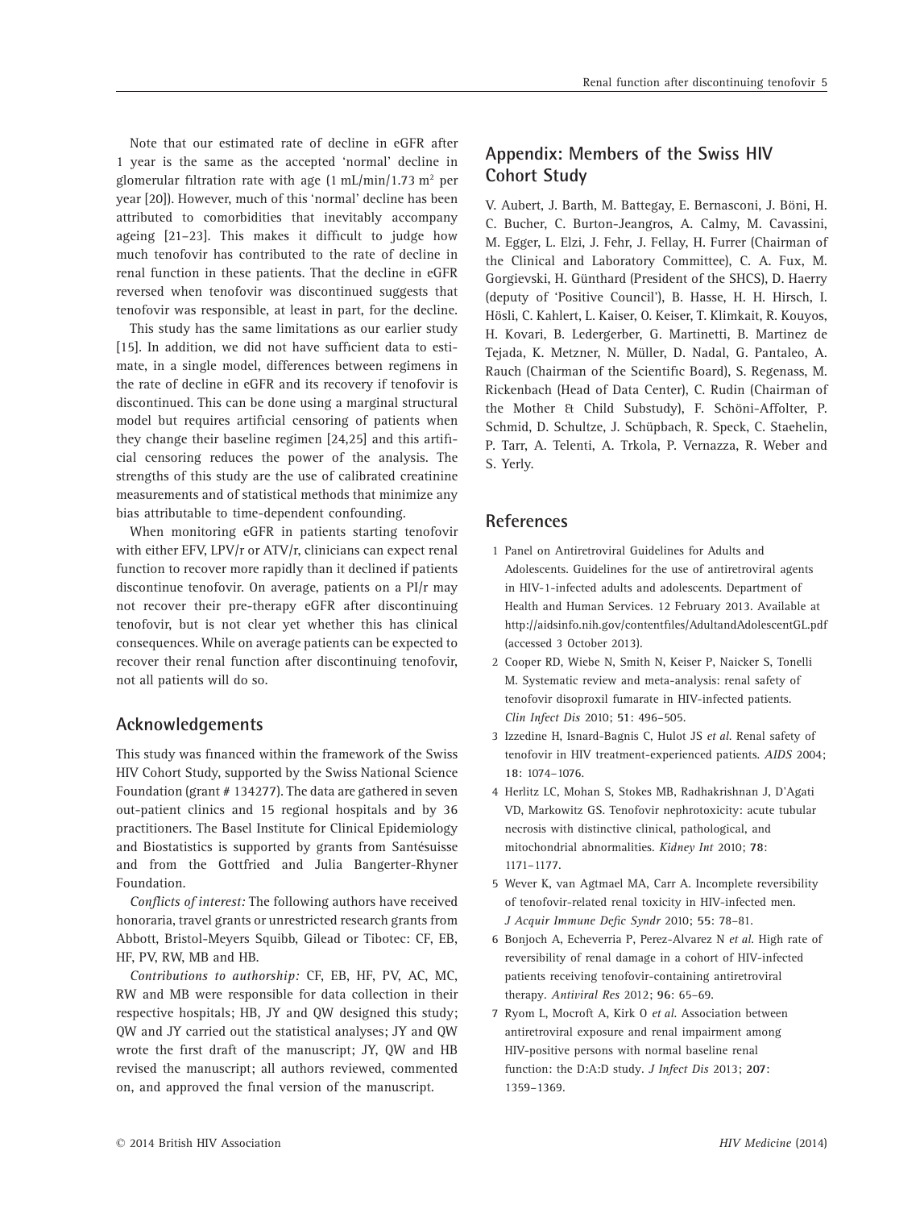Note that our estimated rate of decline in eGFR after 1 year is the same as the accepted 'normal' decline in glomerular filtration rate with age (1 mL/min/1.73 $m^2$ per year [20]). However, much of this 'normal' decline has been attributed to comorbidities that inevitably accompany ageing [21–23]. This makes it difficult to judge how much tenofovir has contributed to the rate of decline in renal function in these patients. That the decline in eGFR reversed when tenofovir was discontinued suggests that tenofovir was responsible, at least in part, for the decline.

This study has the same limitations as our earlier study [15]. In addition, we did not have sufficient data to estimate, in a single model, differences between regimens in the rate of decline in eGFR and its recovery if tenofovir is discontinued. This can be done using a marginal structural model but requires artificial censoring of patients when they change their baseline regimen [24,25] and this artificial censoring reduces the power of the analysis. The strengths of this study are the use of calibrated creatinine measurements and of statistical methods that minimize any bias attributable to time-dependent confounding.

When monitoring eGFR in patients starting tenofovir with either EFV, LPV/r or ATV/r, clinicians can expect renal function to recover more rapidly than it declined if patients discontinue tenofovir. On average, patients on a PI/r may not recover their pre-therapy eGFR after discontinuing tenofovir, but is not clear yet whether this has clinical consequences. While on average patients can be expected to recover their renal function after discontinuing tenofovir, not all patients will do so.

## Acknowledgements

This study was financed within the framework of the Swiss HIV Cohort Study, supported by the Swiss National Science Foundation (grant # 134277). The data are gathered in seven out-patient clinics and 15 regional hospitals and by 36 practitioners. The Basel Institute for Clinical Epidemiology and Biostatistics is supported by grants from Santésuisse and from the Gottfried and Julia Bangerter-Rhyner Foundation.

*Conflicts of interest:* The following authors have received honoraria, travel grants or unrestricted research grants from Abbott, Bristol-Meyers Squibb, Gilead or Tibotec: CF, EB, HF, PV, RW, MB and HB.

*Contributions to authorship:* CF, EB, HF, PV, AC, MC, RW and MB were responsible for data collection in their respective hospitals; HB, JY and QW designed this study; QW and JY carried out the statistical analyses; JY and QW wrote the first draft of the manuscript; JY, QW and HB revised the manuscript; all authors reviewed, commented on, and approved the final version of the manuscript.

## Appendix: Members of the Swiss HIV Cohort Study

V. Aubert, J. Barth, M. Battegay, E. Bernasconi, J. Böni, H. C. Bucher, C. Burton-Jeangros, A. Calmy, M. Cavassini, M. Egger, L. Elzi, J. Fehr, J. Fellay, H. Furrer (Chairman of the Clinical and Laboratory Committee), C. A. Fux, M. Gorgievski, H. Günthard (President of the SHCS), D. Haerry (deputy of 'Positive Council'), B. Hasse, H. H. Hirsch, I. Hösli, C. Kahlert, L. Kaiser, O. Keiser, T. Klimkait, R. Kouyos, H. Kovari, B. Ledergerber, G. Martinetti, B. Martinez de Tejada, K. Metzner, N. Müller, D. Nadal, G. Pantaleo, A. Rauch (Chairman of the Scientific Board), S. Regenass, M. Rickenbach (Head of Data Center), C. Rudin (Chairman of the Mother & Child Substudy), F. Schöni-Affolter, P. Schmid, D. Schultze, J. Schüpbach, R. Speck, C. Staehelin, P. Tarr, A. Telenti, A. Trkola, P. Vernazza, R. Weber and S. Yerly.

## References

1. Panel on Antiretroviral Guidelines for Adults and Adolescents. Guidelines for the use of antiretroviral agents in HIV-1-infected adults and adolescents. Department of Health and Human Services. 12 February 2013. Available at http://aidsinfo.nih.gov/contentfiles/AdultandAdolescentGL.pdf (accessed 3 October 2013).
2. Cooper RD, Wiebe N, Smith N, Keiser P, Naicker S, Tonelli M. Systematic review and meta-analysis: renal safety of tenofovir disoproxil fumarate in HIV-infected patients. *Clin Infect Dis* 2010; **51**: 496–505.
3. Izzedine H, Isnard-Bagnis C, Hulot JS *et al*. Renal safety of tenofovir in HIV treatment-experienced patients. *AIDS* 2004; **18**: 1074–1076.
4. Herlitz LC, Mohan S, Stokes MB, Radhakrishnan J, D'Agati VD, Markowitz GS. Tenofovir nephrotoxicity: acute tubular necrosis with distinctive clinical, pathological, and mitochondrial abnormalities. *Kidney Int* 2010; **78**: 1171–1177.
5. Wever K, van Agtmael MA, Carr A. Incomplete reversibility of tenofovir-related renal toxicity in HIV-infected men. *J Acquir Immune Defic Syndr* 2010; **55**: 78–81.
6. Bonjoch A, Echeverria P, Perez-Alvarez N *et al*. High rate of reversibility of renal damage in a cohort of HIV-infected patients receiving tenofovir-containing antiretroviral therapy. *Antiviral Res* 2012; **96**: 65–69.
7. Ryom L, Mocroft A, Kirk O *et al*. Association between antiretroviral exposure and renal impairment among HIV-positive persons with normal baseline renal function: the D:A:D study. *J Infect Dis* 2013; **207**: 1359–1369.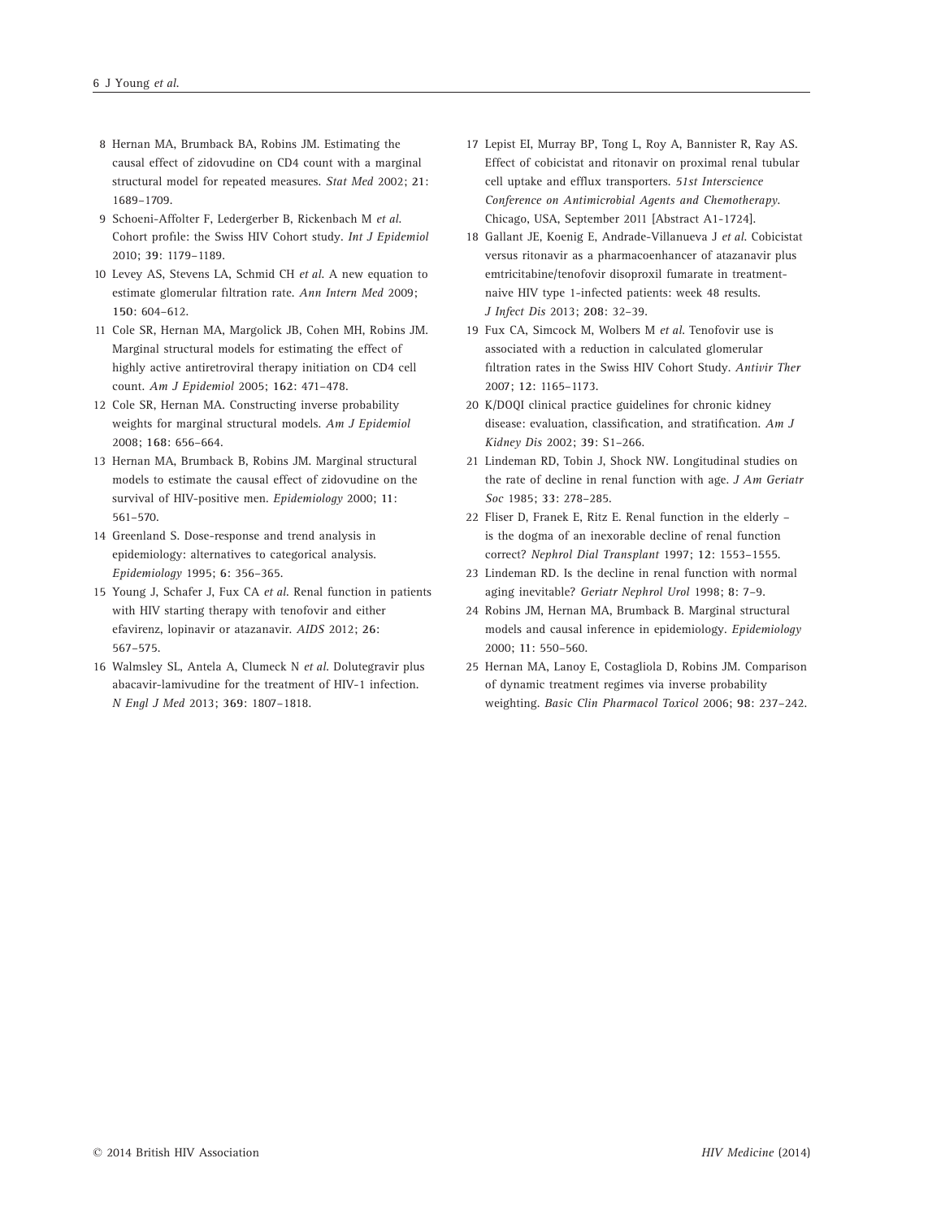8 Hernan MA, Brumback BA, Robins JM. Estimating the causal effect of zidovudine on CD4 count with a marginal structural model for repeated measures. *Stat Med* 2002; **21**: 1689–1709.

9 Schoeni-Affolter F, Ledergerber B, Rickenbach M *et al.* Cohort profile: the Swiss HIV Cohort study. *Int J Epidemiol* 2010; **39**: 1179–1189.

10 Levey AS, Stevens LA, Schmid CH *et al.* A new equation to estimate glomerular filtration rate. *Ann Intern Med* 2009; **150**: 604–612.

11 Cole SR, Hernan MA, Margolick JB, Cohen MH, Robins JM. Marginal structural models for estimating the effect of highly active antiretroviral therapy initiation on CD4 cell count. *Am J Epidemiol* 2005; **162**: 471–478.

12 Cole SR, Hernan MA. Constructing inverse probability weights for marginal structural models. *Am J Epidemiol* 2008; **168**: 656–664.

13 Hernan MA, Brumback B, Robins JM. Marginal structural models to estimate the causal effect of zidovudine on the survival of HIV-positive men. *Epidemiology* 2000; **11**: 561–570.

14 Greenland S. Dose-response and trend analysis in epidemiology: alternatives to categorical analysis. *Epidemiology* 1995; **6**: 356–365.

15 Young J, Schafer J, Fux CA *et al.* Renal function in patients with HIV starting therapy with tenofovir and either efavirenz, lopinavir or atazanavir. *AIDS* 2012; **26**: 567–575.

16 Walmsley SL, Antela A, Clumeck N *et al.* Dolutegravir plus abacavir-lamivudine for the treatment of HIV-1 infection. *N Engl J Med* 2013; **369**: 1807–1818.

17 Lepist EI, Murray BP, Tong L, Roy A, Bannister R, Ray AS. Effect of cobicistat and ritonavir on proximal renal tubular cell uptake and efflux transporters. *51st Interscience Conference on Antimicrobial Agents and Chemotherapy*. Chicago, USA, September 2011 [Abstract A1-1724].

18 Gallant JE, Koenig E, Andrade-Villanueva J *et al.* Cobicistat versus ritonavir as a pharmacoenhancer of atazanavir plus emtricitabine/tenofovir disoproxil fumarate in treatment-naive HIV type 1-infected patients: week 48 results. *J Infect Dis* 2013; **208**: 32–39.

19 Fux CA, Simcock M, Wolbers M *et al.* Tenofovir use is associated with a reduction in calculated glomerular filtration rates in the Swiss HIV Cohort Study. *Antivir Ther* 2007; **12**: 1165–1173.

20 K/DOQI clinical practice guidelines for chronic kidney disease: evaluation, classification, and stratification. *Am J Kidney Dis* 2002; **39**: S1–266.

21 Lindeman RD, Tobin J, Shock NW. Longitudinal studies on the rate of decline in renal function with age. *J Am Geriatr Soc* 1985; **33**: 278–285.

22 Fliser D, Franek E, Ritz E. Renal function in the elderly – is the dogma of an inexorable decline of renal function correct? *Nephrol Dial Transplant* 1997; **12**: 1553–1555.

23 Lindeman RD. Is the decline in renal function with normal aging inevitable? *Geriatr Nephrol Urol* 1998; **8**: 7–9.

24 Robins JM, Hernan MA, Brumback B. Marginal structural models and causal inference in epidemiology. *Epidemiology* 2000; **11**: 550–560.

25 Hernan MA, Lanoy E, Costagliola D, Robins JM. Comparison of dynamic treatment regimes via inverse probability weighting. *Basic Clin Pharmacol Toxicol* 2006; **98**: 237–242.